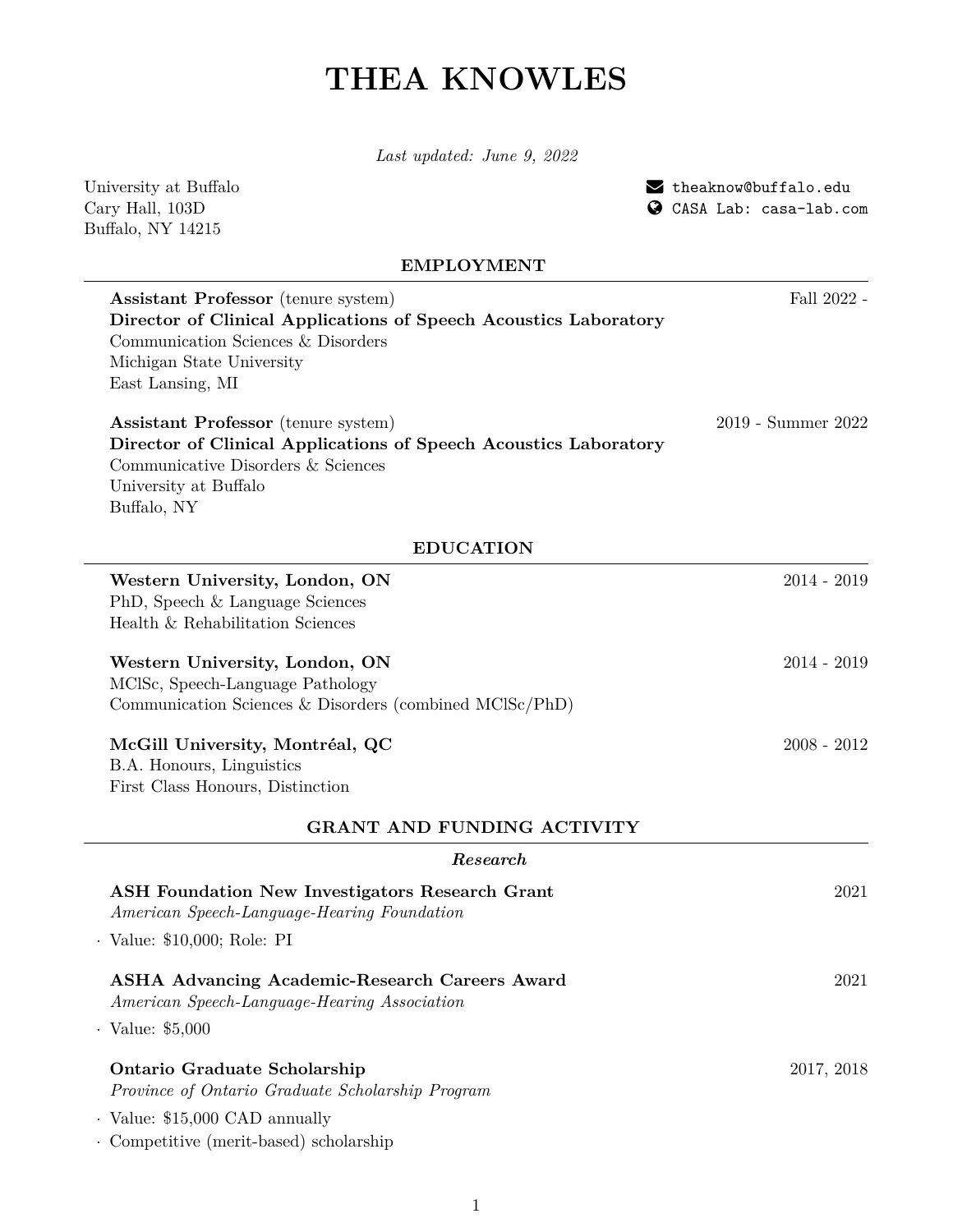# THEA KNOWLES

*Last updated: June 9, 2022*

University at Buffalo
Cary Hall, 103D
Buffalo, NY 14215

theaknow@buffalo.edu
CASA Lab: casa-lab.com

## EMPLOYMENT

**Assistant Professor** (tenure system) — Fall 2022 -
**Director of Clinical Applications of Speech Acoustics Laboratory**
Communication Sciences & Disorders
Michigan State University
East Lansing, MI

**Assistant Professor** (tenure system) — 2019 - Summer 2022
**Director of Clinical Applications of Speech Acoustics Laboratory**
Communicative Disorders & Sciences
University at Buffalo
Buffalo, NY

## EDUCATION

**Western University, London, ON** — 2014 - 2019
PhD, Speech & Language Sciences
Health & Rehabilitation Sciences

**Western University, London, ON** — 2014 - 2019
MClSc, Speech-Language Pathology
Communication Sciences & Disorders (combined MClSc/PhD)

**McGill University, Montréal, QC** — 2008 - 2012
B.A. Honours, Linguistics
First Class Honours, Distinction

## GRANT AND FUNDING ACTIVITY

### *Research*

**ASH Foundation New Investigators Research Grant** — 2021
*American Speech-Language-Hearing Foundation*

- Value: $10,000; Role: PI

**ASHA Advancing Academic-Research Careers Award** — 2021
*American Speech-Language-Hearing Association*

- Value: $5,000

**Ontario Graduate Scholarship** — 2017, 2018
*Province of Ontario Graduate Scholarship Program*

- Value: $15,000 CAD annually
- Competitive (merit-based) scholarship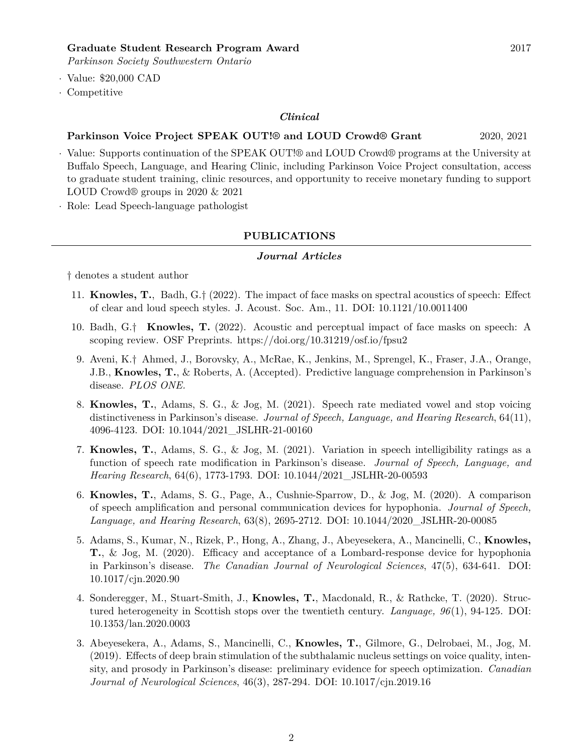**Graduate Student Research Program Award** 2017
*Parkinson Society Southwestern Ontario*

- Value: $20,000 CAD
- Competitive

### *Clinical*

**Parkinson Voice Project SPEAK OUT!® and LOUD Crowd® Grant** 2020, 2021

- Value: Supports continuation of the SPEAK OUT!® and LOUD Crowd® programs at the University at Buffalo Speech, Language, and Hearing Clinic, including Parkinson Voice Project consultation, access to graduate student training, clinic resources, and opportunity to receive monetary funding to support LOUD Crowd® groups in 2020 & 2021
- Role: Lead Speech-language pathologist

## PUBLICATIONS

### *Journal Articles*

† denotes a student author

11. **Knowles, T.**, Badh, G.† (2022). The impact of face masks on spectral acoustics of speech: Effect of clear and loud speech styles. J. Acoust. Soc. Am., 11. DOI: 10.1121/10.0011400

10. Badh, G.† **Knowles, T.** (2022). Acoustic and perceptual impact of face masks on speech: A scoping review. OSF Preprints. https://doi.org/10.31219/osf.io/fpsu2

9. Aveni, K.† Ahmed, J., Borovsky, A., McRae, K., Jenkins, M., Sprengel, K., Fraser, J.A., Orange, J.B., **Knowles, T.**, & Roberts, A. (Accepted). Predictive language comprehension in Parkinson's disease. *PLOS ONE.*

8. **Knowles, T.**, Adams, S. G., & Jog, M. (2021). Speech rate mediated vowel and stop voicing distinctiveness in Parkinson's disease. *Journal of Speech, Language, and Hearing Research*, 64(11), 4096-4123. DOI: 10.1044/2021_JSLHR-21-00160

7. **Knowles, T.**, Adams, S. G., & Jog, M. (2021). Variation in speech intelligibility ratings as a function of speech rate modification in Parkinson's disease. *Journal of Speech, Language, and Hearing Research*, 64(6), 1773-1793. DOI: 10.1044/2021_JSLHR-20-00593

6. **Knowles, T.**, Adams, S. G., Page, A., Cushnie-Sparrow, D., & Jog, M. (2020). A comparison of speech amplification and personal communication devices for hypophonia. *Journal of Speech, Language, and Hearing Research*, 63(8), 2695-2712. DOI: 10.1044/2020_JSLHR-20-00085

5. Adams, S., Kumar, N., Rizek, P., Hong, A., Zhang, J., Abeyesekera, A., Mancinelli, C., **Knowles, T.**, & Jog, M. (2020). Efficacy and acceptance of a Lombard-response device for hypophonia in Parkinson's disease. *The Canadian Journal of Neurological Sciences*, 47(5), 634-641. DOI: 10.1017/cjn.2020.90

4. Sonderegger, M., Stuart-Smith, J., **Knowles, T.**, Macdonald, R., & Rathcke, T. (2020). Structured heterogeneity in Scottish stops over the twentieth century. *Language, 96*(1), 94-125. DOI: 10.1353/lan.2020.0003

3. Abeyesekera, A., Adams, S., Mancinelli, C., **Knowles, T.**, Gilmore, G., Delrobaei, M., Jog, M. (2019). Effects of deep brain stimulation of the subthalamic nucleus settings on voice quality, intensity, and prosody in Parkinson's disease: preliminary evidence for speech optimization. *Canadian Journal of Neurological Sciences*, 46(3), 287-294. DOI: 10.1017/cjn.2019.16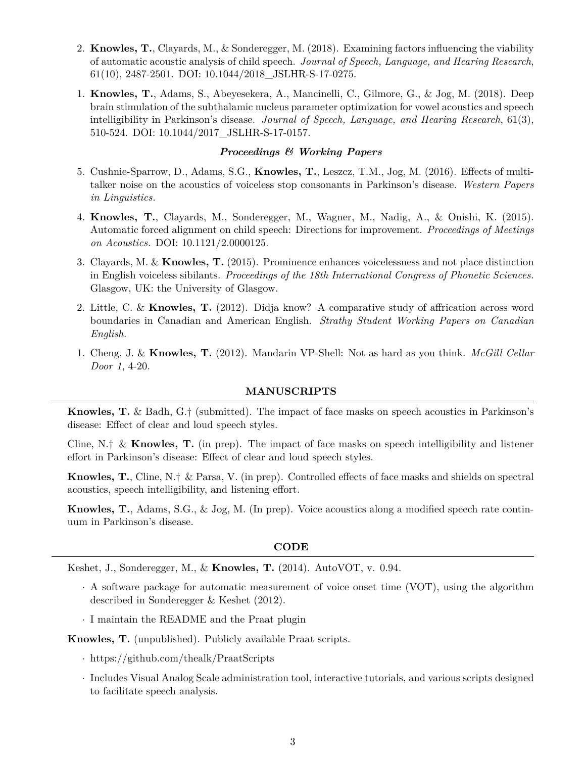2. **Knowles, T.**, Clayards, M., & Sonderegger, M. (2018). Examining factors influencing the viability of automatic acoustic analysis of child speech. *Journal of Speech, Language, and Hearing Research*, 61(10), 2487-2501. DOI: 10.1044/2018_JSLHR-S-17-0275.

1. **Knowles, T.**, Adams, S., Abeyesekera, A., Mancinelli, C., Gilmore, G., & Jog, M. (2018). Deep brain stimulation of the subthalamic nucleus parameter optimization for vowel acoustics and speech intelligibility in Parkinson's disease. *Journal of Speech, Language, and Hearing Research*, 61(3), 510-524. DOI: 10.1044/2017_JSLHR-S-17-0157.

### *Proceedings & Working Papers*

5. Cushnie-Sparrow, D., Adams, S.G., **Knowles, T.**, Leszcz, T.M., Jog, M. (2016). Effects of multi-talker noise on the acoustics of voiceless stop consonants in Parkinson's disease. *Western Papers in Linguistics.*

4. **Knowles, T.**, Clayards, M., Sonderegger, M., Wagner, M., Nadig, A., & Onishi, K. (2015). Automatic forced alignment on child speech: Directions for improvement. *Proceedings of Meetings on Acoustics.* DOI: 10.1121/2.0000125.

3. Clayards, M. & **Knowles, T.** (2015). Prominence enhances voicelessness and not place distinction in English voiceless sibilants. *Proceedings of the 18th International Congress of Phonetic Sciences.* Glasgow, UK: the University of Glasgow.

2. Little, C. & **Knowles, T.** (2012). Didja know? A comparative study of affrication across word boundaries in Canadian and American English. *Strathy Student Working Papers on Canadian English.*

1. Cheng, J. & **Knowles, T.** (2012). Mandarin VP-Shell: Not as hard as you think. *McGill Cellar Door 1*, 4-20.

## MANUSCRIPTS

**Knowles, T.** & Badh, G.† (submitted). The impact of face masks on speech acoustics in Parkinson's disease: Effect of clear and loud speech styles.

Cline, N.† & **Knowles, T.** (in prep). The impact of face masks on speech intelligibility and listener effort in Parkinson's disease: Effect of clear and loud speech styles.

**Knowles, T.**, Cline, N.† & Parsa, V. (in prep). Controlled effects of face masks and shields on spectral acoustics, speech intelligibility, and listening effort.

**Knowles, T.**, Adams, S.G., & Jog, M. (In prep). Voice acoustics along a modified speech rate continuum in Parkinson's disease.

## CODE

Keshet, J., Sonderegger, M., & **Knowles, T.** (2014). AutoVOT, v. 0.94.

- A software package for automatic measurement of voice onset time (VOT), using the algorithm described in Sonderegger & Keshet (2012).
- I maintain the README and the Praat plugin

**Knowles, T.** (unpublished). Publicly available Praat scripts.

- https://github.com/thealk/PraatScripts
- Includes Visual Analog Scale administration tool, interactive tutorials, and various scripts designed to facilitate speech analysis.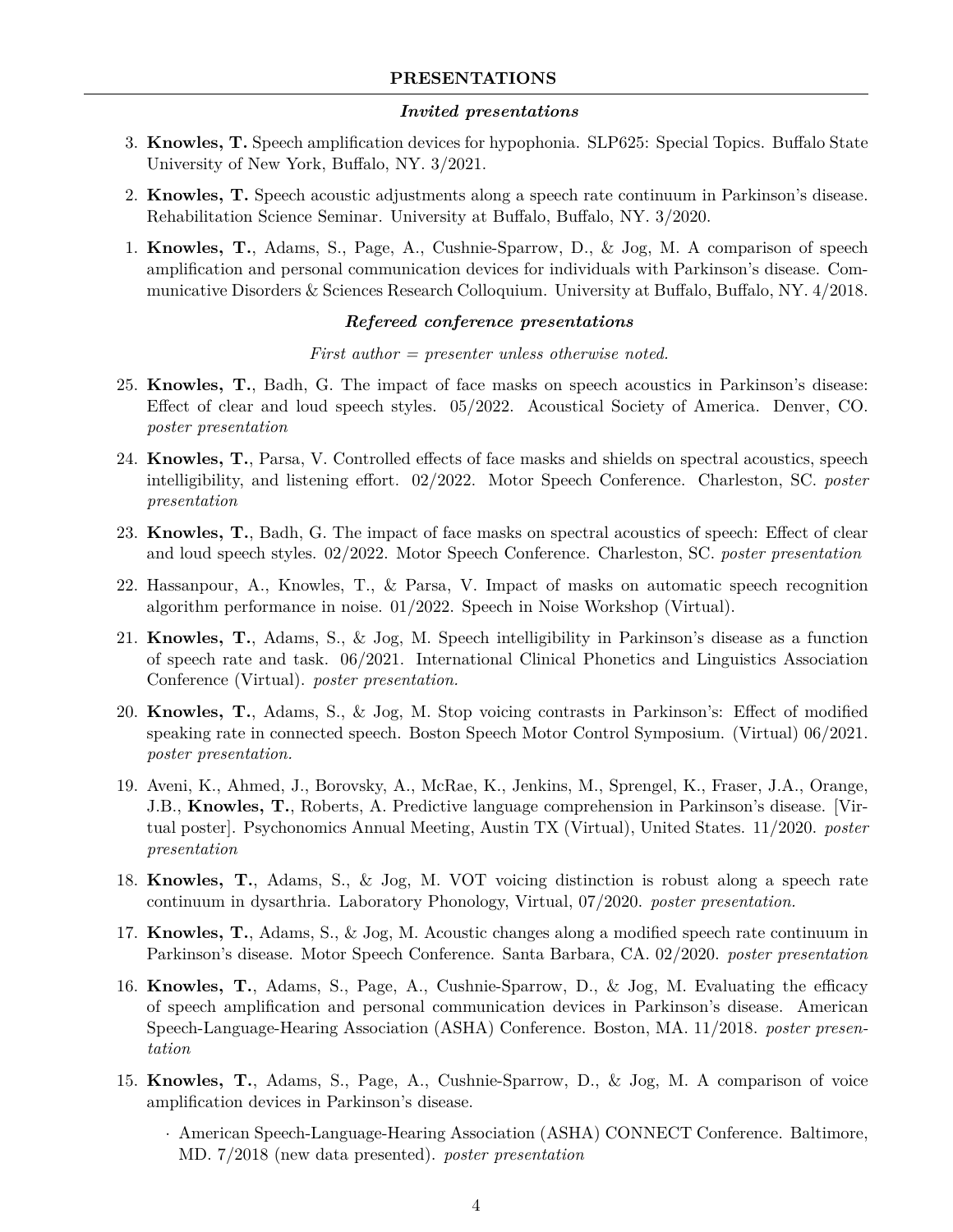## PRESENTATIONS

### *Invited presentations*

3. **Knowles, T.** Speech amplification devices for hypophonia. SLP625: Special Topics. Buffalo State University of New York, Buffalo, NY. 3/2021.

2. **Knowles, T.** Speech acoustic adjustments along a speech rate continuum in Parkinson's disease. Rehabilitation Science Seminar. University at Buffalo, Buffalo, NY. 3/2020.

1. **Knowles, T.**, Adams, S., Page, A., Cushnie-Sparrow, D., & Jog, M. A comparison of speech amplification and personal communication devices for individuals with Parkinson's disease. Communicative Disorders & Sciences Research Colloquium. University at Buffalo, Buffalo, NY. 4/2018.

### *Refereed conference presentations*

*First author = presenter unless otherwise noted.*

25. **Knowles, T.**, Badh, G. The impact of face masks on speech acoustics in Parkinson's disease: Effect of clear and loud speech styles. 05/2022. Acoustical Society of America. Denver, CO. *poster presentation*

24. **Knowles, T.**, Parsa, V. Controlled effects of face masks and shields on spectral acoustics, speech intelligibility, and listening effort. 02/2022. Motor Speech Conference. Charleston, SC. *poster presentation*

23. **Knowles, T.**, Badh, G. The impact of face masks on spectral acoustics of speech: Effect of clear and loud speech styles. 02/2022. Motor Speech Conference. Charleston, SC. *poster presentation*

22. Hassanpour, A., Knowles, T., & Parsa, V. Impact of masks on automatic speech recognition algorithm performance in noise. 01/2022. Speech in Noise Workshop (Virtual).

21. **Knowles, T.**, Adams, S., & Jog, M. Speech intelligibility in Parkinson's disease as a function of speech rate and task. 06/2021. International Clinical Phonetics and Linguistics Association Conference (Virtual). *poster presentation.*

20. **Knowles, T.**, Adams, S., & Jog, M. Stop voicing contrasts in Parkinson's: Effect of modified speaking rate in connected speech. Boston Speech Motor Control Symposium. (Virtual) 06/2021. *poster presentation.*

19. Aveni, K., Ahmed, J., Borovsky, A., McRae, K., Jenkins, M., Sprengel, K., Fraser, J.A., Orange, J.B., **Knowles, T.**, Roberts, A. Predictive language comprehension in Parkinson's disease. [Virtual poster]. Psychonomics Annual Meeting, Austin TX (Virtual), United States. 11/2020. *poster presentation*

18. **Knowles, T.**, Adams, S., & Jog, M. VOT voicing distinction is robust along a speech rate continuum in dysarthria. Laboratory Phonology, Virtual, 07/2020. *poster presentation.*

17. **Knowles, T.**, Adams, S., & Jog, M. Acoustic changes along a modified speech rate continuum in Parkinson's disease. Motor Speech Conference. Santa Barbara, CA. 02/2020. *poster presentation*

16. **Knowles, T.**, Adams, S., Page, A., Cushnie-Sparrow, D., & Jog, M. Evaluating the efficacy of speech amplification and personal communication devices in Parkinson's disease. American Speech-Language-Hearing Association (ASHA) Conference. Boston, MA. 11/2018. *poster presentation*

15. **Knowles, T.**, Adams, S., Page, A., Cushnie-Sparrow, D., & Jog, M. A comparison of voice amplification devices in Parkinson's disease.
    - American Speech-Language-Hearing Association (ASHA) CONNECT Conference. Baltimore, MD. 7/2018 (new data presented). *poster presentation*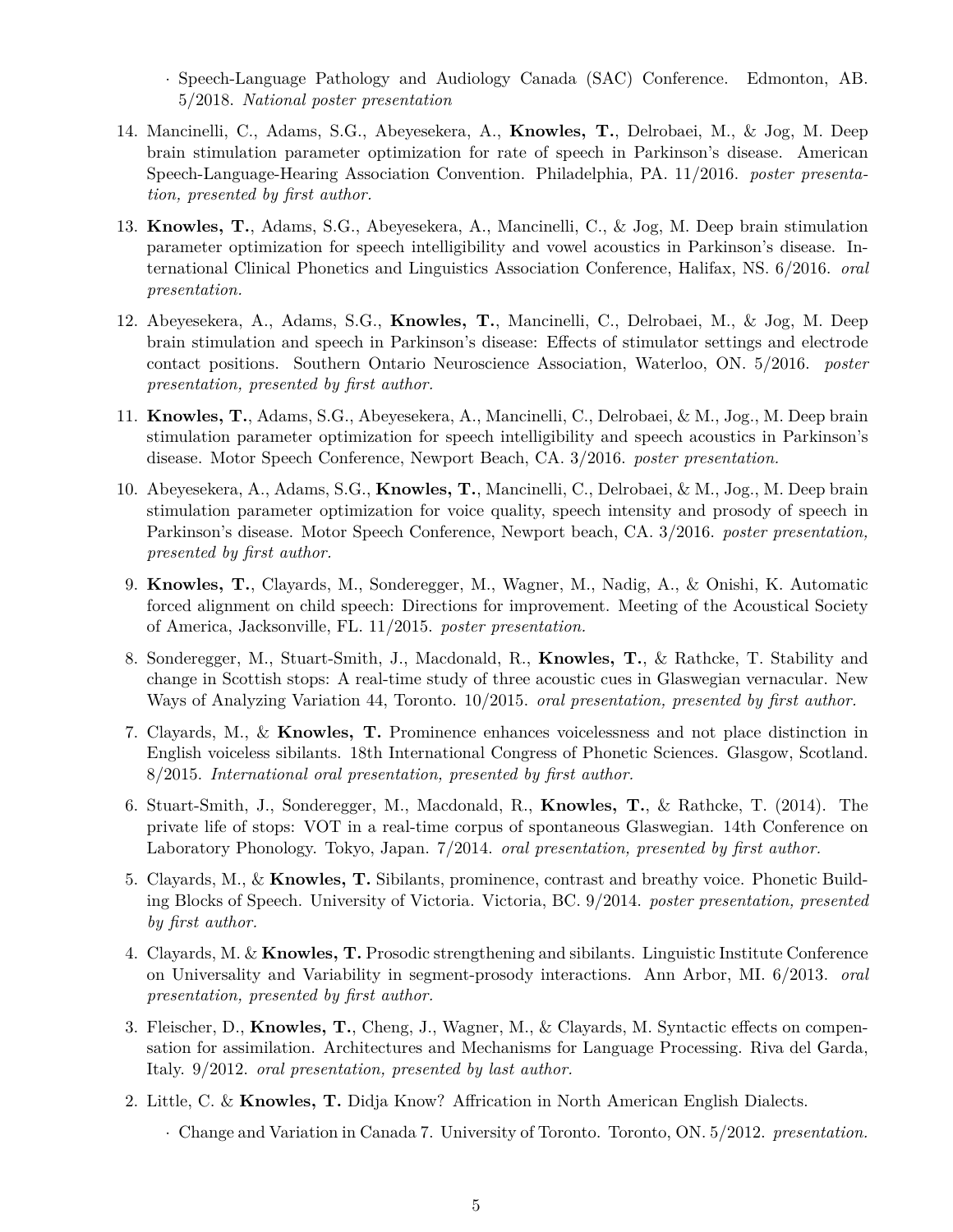- Speech-Language Pathology and Audiology Canada (SAC) Conference. Edmonton, AB. 5/2018. *National poster presentation*

14. Mancinelli, C., Adams, S.G., Abeyesekera, A., **Knowles, T.**, Delrobaei, M., & Jog, M. Deep brain stimulation parameter optimization for rate of speech in Parkinson's disease. American Speech-Language-Hearing Association Convention. Philadelphia, PA. 11/2016. *poster presentation, presented by first author.*

13. **Knowles, T.**, Adams, S.G., Abeyesekera, A., Mancinelli, C., & Jog, M. Deep brain stimulation parameter optimization for speech intelligibility and vowel acoustics in Parkinson's disease. International Clinical Phonetics and Linguistics Association Conference, Halifax, NS. 6/2016. *oral presentation.*

12. Abeyesekera, A., Adams, S.G., **Knowles, T.**, Mancinelli, C., Delrobaei, M., & Jog, M. Deep brain stimulation and speech in Parkinson's disease: Effects of stimulator settings and electrode contact positions. Southern Ontario Neuroscience Association, Waterloo, ON. 5/2016. *poster presentation, presented by first author.*

11. **Knowles, T.**, Adams, S.G., Abeyesekera, A., Mancinelli, C., Delrobaei, & M., Jog., M. Deep brain stimulation parameter optimization for speech intelligibility and speech acoustics in Parkinson's disease. Motor Speech Conference, Newport Beach, CA. 3/2016. *poster presentation.*

10. Abeyesekera, A., Adams, S.G., **Knowles, T.**, Mancinelli, C., Delrobaei, & M., Jog., M. Deep brain stimulation parameter optimization for voice quality, speech intensity and prosody of speech in Parkinson's disease. Motor Speech Conference, Newport beach, CA. 3/2016. *poster presentation, presented by first author.*

9. **Knowles, T.**, Clayards, M., Sonderegger, M., Wagner, M., Nadig, A., & Onishi, K. Automatic forced alignment on child speech: Directions for improvement. Meeting of the Acoustical Society of America, Jacksonville, FL. 11/2015. *poster presentation.*

8. Sonderegger, M., Stuart-Smith, J., Macdonald, R., **Knowles, T.**, & Rathcke, T. Stability and change in Scottish stops: A real-time study of three acoustic cues in Glaswegian vernacular. New Ways of Analyzing Variation 44, Toronto. 10/2015. *oral presentation, presented by first author.*

7. Clayards, M., & **Knowles, T.** Prominence enhances voicelessness and not place distinction in English voiceless sibilants. 18th International Congress of Phonetic Sciences. Glasgow, Scotland. 8/2015. *International oral presentation, presented by first author.*

6. Stuart-Smith, J., Sonderegger, M., Macdonald, R., **Knowles, T.**, & Rathcke, T. (2014). The private life of stops: VOT in a real-time corpus of spontaneous Glaswegian. 14th Conference on Laboratory Phonology. Tokyo, Japan. 7/2014. *oral presentation, presented by first author.*

5. Clayards, M., & **Knowles, T.** Sibilants, prominence, contrast and breathy voice. Phonetic Building Blocks of Speech. University of Victoria. Victoria, BC. 9/2014. *poster presentation, presented by first author.*

4. Clayards, M. & **Knowles, T.** Prosodic strengthening and sibilants. Linguistic Institute Conference on Universality and Variability in segment-prosody interactions. Ann Arbor, MI. 6/2013. *oral presentation, presented by first author.*

3. Fleischer, D., **Knowles, T.**, Cheng, J., Wagner, M., & Clayards, M. Syntactic effects on compensation for assimilation. Architectures and Mechanisms for Language Processing. Riva del Garda, Italy. 9/2012. *oral presentation, presented by last author.*

2. Little, C. & **Knowles, T.** Didja Know? Affrication in North American English Dialects.
   - Change and Variation in Canada 7. University of Toronto. Toronto, ON. 5/2012. *presentation.*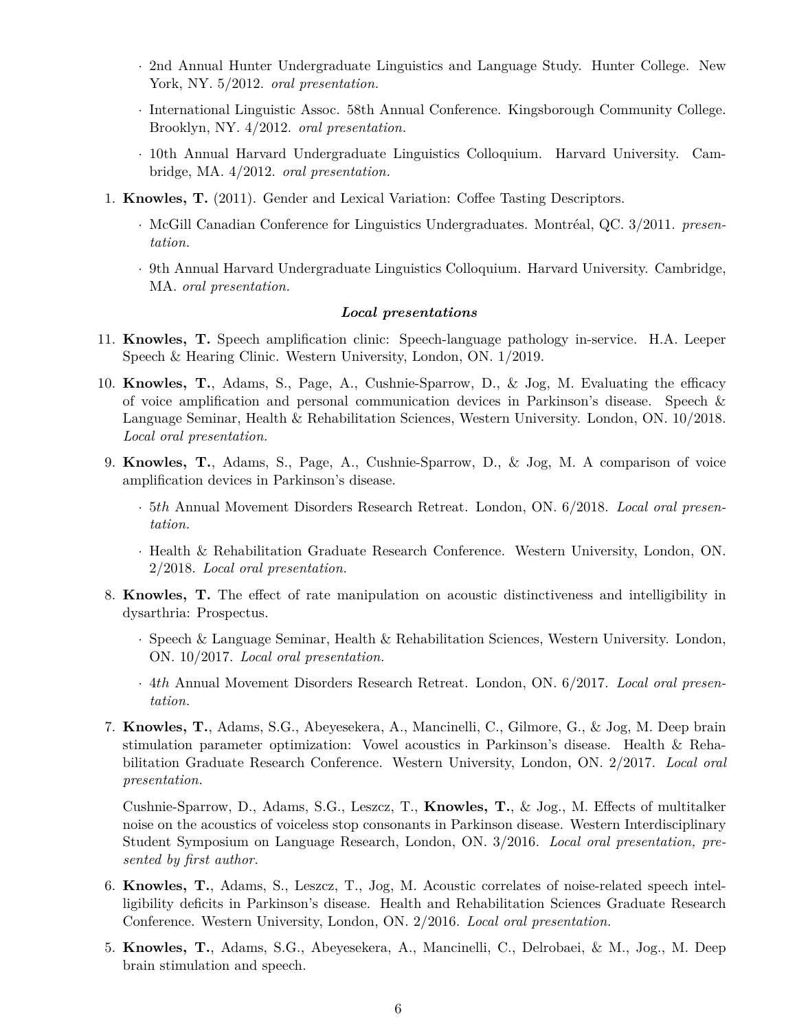- 2nd Annual Hunter Undergraduate Linguistics and Language Study. Hunter College. New York, NY. 5/2012. *oral presentation.*
- International Linguistic Assoc. 58th Annual Conference. Kingsborough Community College. Brooklyn, NY. 4/2012. *oral presentation.*
- 10th Annual Harvard Undergraduate Linguistics Colloquium. Harvard University. Cambridge, MA. 4/2012. *oral presentation.*

1. **Knowles, T.** (2011). Gender and Lexical Variation: Coffee Tasting Descriptors.
   - McGill Canadian Conference for Linguistics Undergraduates. Montréal, QC. 3/2011. *presentation.*
   - 9th Annual Harvard Undergraduate Linguistics Colloquium. Harvard University. Cambridge, MA. *oral presentation.*

### *Local presentations*

11. **Knowles, T.** Speech amplification clinic: Speech-language pathology in-service. H.A. Leeper Speech & Hearing Clinic. Western University, London, ON. 1/2019.

10. **Knowles, T.**, Adams, S., Page, A., Cushnie-Sparrow, D., & Jog, M. Evaluating the efficacy of voice amplification and personal communication devices in Parkinson's disease. Speech & Language Seminar, Health & Rehabilitation Sciences, Western University. London, ON. 10/2018. *Local oral presentation.*

9. **Knowles, T.**, Adams, S., Page, A., Cushnie-Sparrow, D., & Jog, M. A comparison of voice amplification devices in Parkinson's disease.
   - 5*th* Annual Movement Disorders Research Retreat. London, ON. 6/2018. *Local oral presentation.*
   - Health & Rehabilitation Graduate Research Conference. Western University, London, ON. 2/2018. *Local oral presentation.*

8. **Knowles, T.** The effect of rate manipulation on acoustic distinctiveness and intelligibility in dysarthria: Prospectus.
   - Speech & Language Seminar, Health & Rehabilitation Sciences, Western University. London, ON. 10/2017. *Local oral presentation.*
   - 4*th* Annual Movement Disorders Research Retreat. London, ON. 6/2017. *Local oral presentation.*

7. **Knowles, T.**, Adams, S.G., Abeyesekera, A., Mancinelli, C., Gilmore, G., & Jog, M. Deep brain stimulation parameter optimization: Vowel acoustics in Parkinson's disease. Health & Rehabilitation Graduate Research Conference. Western University, London, ON. 2/2017. *Local oral presentation.*

   Cushnie-Sparrow, D., Adams, S.G., Leszcz, T., **Knowles, T.**, & Jog., M. Effects of multitalker noise on the acoustics of voiceless stop consonants in Parkinson disease. Western Interdisciplinary Student Symposium on Language Research, London, ON. 3/2016. *Local oral presentation, presented by first author.*

6. **Knowles, T.**, Adams, S., Leszcz, T., Jog, M. Acoustic correlates of noise-related speech intelligibility deficits in Parkinson's disease. Health and Rehabilitation Sciences Graduate Research Conference. Western University, London, ON. 2/2016. *Local oral presentation.*

5. **Knowles, T.**, Adams, S.G., Abeyesekera, A., Mancinelli, C., Delrobaei, & M., Jog., M. Deep brain stimulation and speech.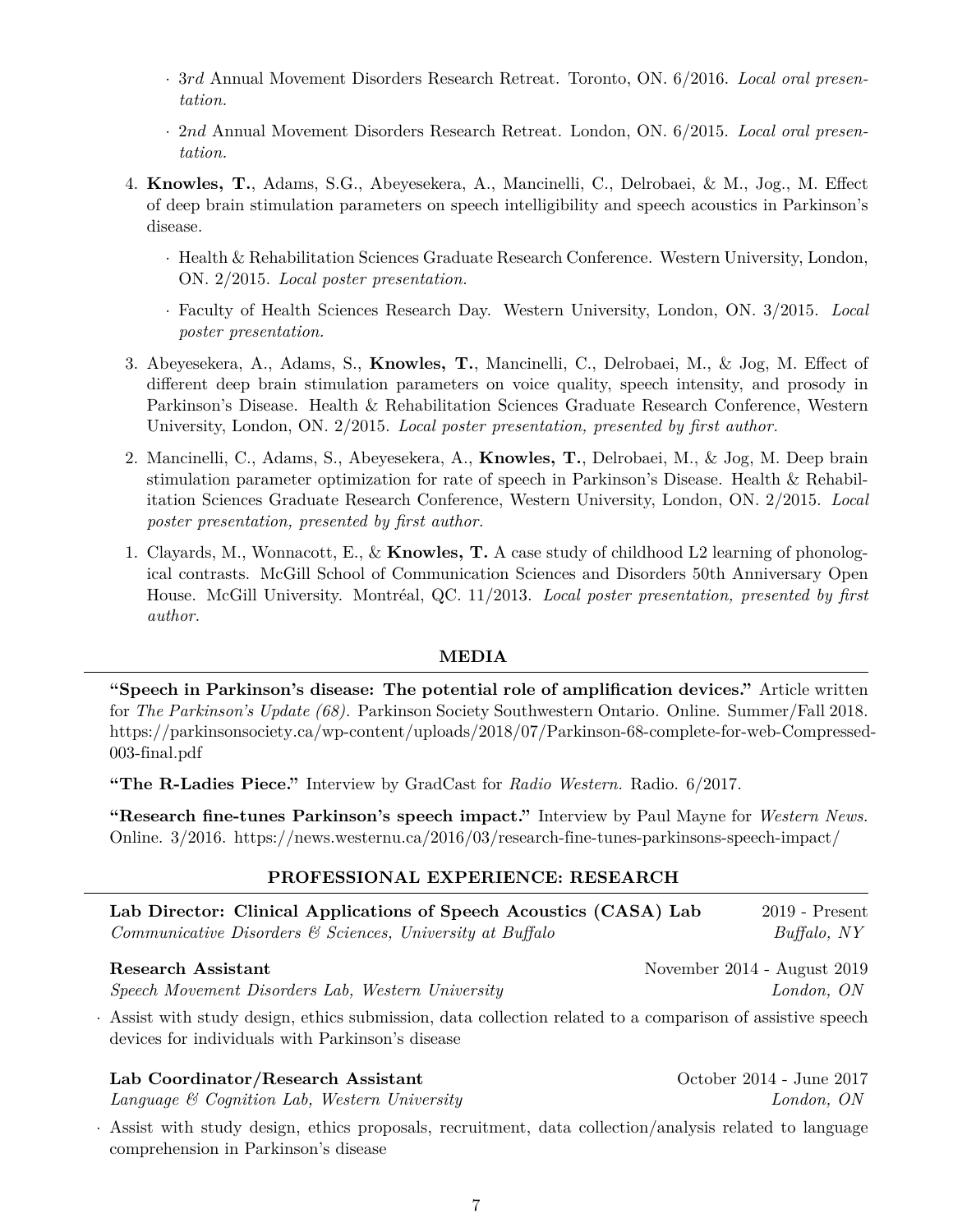- 3*rd* Annual Movement Disorders Research Retreat. Toronto, ON. 6/2016. *Local oral presentation.*
- 2*nd* Annual Movement Disorders Research Retreat. London, ON. 6/2015. *Local oral presentation.*

4. **Knowles, T.**, Adams, S.G., Abeyesekera, A., Mancinelli, C., Delrobaei, & M., Jog., M. Effect of deep brain stimulation parameters on speech intelligibility and speech acoustics in Parkinson's disease.
   - Health & Rehabilitation Sciences Graduate Research Conference. Western University, London, ON. 2/2015. *Local poster presentation.*
   - Faculty of Health Sciences Research Day. Western University, London, ON. 3/2015. *Local poster presentation.*

3. Abeyesekera, A., Adams, S., **Knowles, T.**, Mancinelli, C., Delrobaei, M., & Jog, M. Effect of different deep brain stimulation parameters on voice quality, speech intensity, and prosody in Parkinson's Disease. Health & Rehabilitation Sciences Graduate Research Conference, Western University, London, ON. 2/2015. *Local poster presentation, presented by first author.*

2. Mancinelli, C., Adams, S., Abeyesekera, A., **Knowles, T.**, Delrobaei, M., & Jog, M. Deep brain stimulation parameter optimization for rate of speech in Parkinson's Disease. Health & Rehabilitation Sciences Graduate Research Conference, Western University, London, ON. 2/2015. *Local poster presentation, presented by first author.*

1. Clayards, M., Wonnacott, E., & **Knowles, T.** A case study of childhood L2 learning of phonological contrasts. McGill School of Communication Sciences and Disorders 50th Anniversary Open House. McGill University. Montréal, QC. 11/2013. *Local poster presentation, presented by first author.*

## MEDIA

**"Speech in Parkinson's disease: The potential role of amplification devices."** Article written for *The Parkinson's Update (68).* Parkinson Society Southwestern Ontario. Online. Summer/Fall 2018. https://parkinsonsociety.ca/wp-content/uploads/2018/07/Parkinson-68-complete-for-web-Compressed-003-final.pdf

**"The R-Ladies Piece."** Interview by GradCast for *Radio Western.* Radio. 6/2017.

**"Research fine-tunes Parkinson's speech impact."** Interview by Paul Mayne for *Western News.* Online. 3/2016. https://news.westernu.ca/2016/03/research-fine-tunes-parkinsons-speech-impact/

## PROFESSIONAL EXPERIENCE: RESEARCH

**Lab Director: Clinical Applications of Speech Acoustics (CASA) Lab** — 2019 - Present
*Communicative Disorders & Sciences, University at Buffalo* — *Buffalo, NY*

**Research Assistant** — November 2014 - August 2019
*Speech Movement Disorders Lab, Western University* — *London, ON*

- Assist with study design, ethics submission, data collection related to a comparison of assistive speech devices for individuals with Parkinson's disease

**Lab Coordinator/Research Assistant** — October 2014 - June 2017
*Language & Cognition Lab, Western University* — *London, ON*

- Assist with study design, ethics proposals, recruitment, data collection/analysis related to language comprehension in Parkinson's disease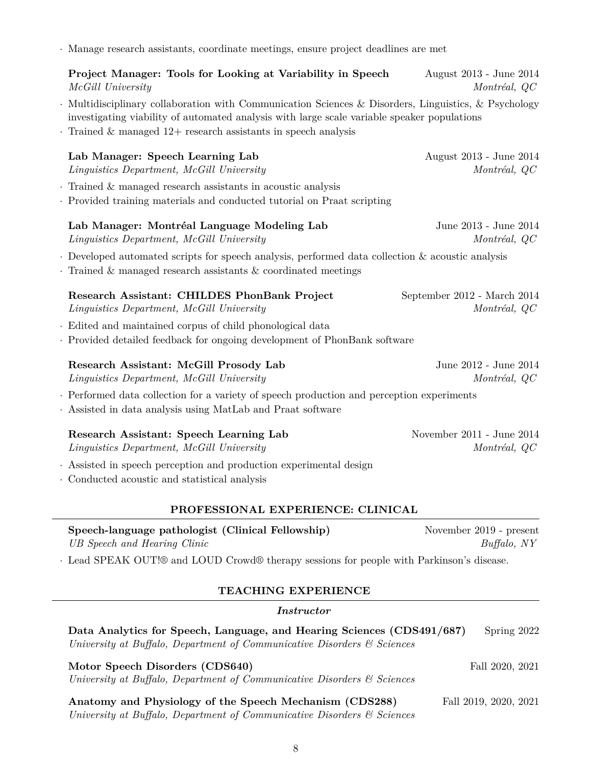- Manage research assistants, coordinate meetings, ensure project deadlines are met

**Project Manager: Tools for Looking at Variability in Speech** — August 2013 - June 2014
*McGill University* — *Montréal, QC*

- Multidisciplinary collaboration with Communication Sciences & Disorders, Linguistics, & Psychology investigating viability of automated analysis with large scale variable speaker populations
- Trained & managed 12+ research assistants in speech analysis

**Lab Manager: Speech Learning Lab** — August 2013 - June 2014
*Linguistics Department, McGill University* — *Montréal, QC*

- Trained & managed research assistants in acoustic analysis
- Provided training materials and conducted tutorial on Praat scripting

**Lab Manager: Montréal Language Modeling Lab** — June 2013 - June 2014
*Linguistics Department, McGill University* — *Montréal, QC*

- Developed automated scripts for speech analysis, performed data collection & acoustic analysis
- Trained & managed research assistants & coordinated meetings

**Research Assistant: CHILDES PhonBank Project** — September 2012 - March 2014
*Linguistics Department, McGill University* — *Montréal, QC*

- Edited and maintained corpus of child phonological data
- Provided detailed feedback for ongoing development of PhonBank software

**Research Assistant: McGill Prosody Lab** — June 2012 - June 2014
*Linguistics Department, McGill University* — *Montréal, QC*

- Performed data collection for a variety of speech production and perception experiments
- Assisted in data analysis using MatLab and Praat software

**Research Assistant: Speech Learning Lab** — November 2011 - June 2014
*Linguistics Department, McGill University* — *Montréal, QC*

- Assisted in speech perception and production experimental design
- Conducted acoustic and statistical analysis

## PROFESSIONAL EXPERIENCE: CLINICAL

**Speech-language pathologist (Clinical Fellowship)** — November 2019 - present
*UB Speech and Hearing Clinic* — *Buffalo, NY*

- Lead SPEAK OUT!® and LOUD Crowd® therapy sessions for people with Parkinson's disease.

## TEACHING EXPERIENCE

### *Instructor*

**Data Analytics for Speech, Language, and Hearing Sciences (CDS491/687)** — Spring 2022
*University at Buffalo, Department of Communicative Disorders & Sciences*

**Motor Speech Disorders (CDS640)** — Fall 2020, 2021
*University at Buffalo, Department of Communicative Disorders & Sciences*

**Anatomy and Physiology of the Speech Mechanism (CDS288)** — Fall 2019, 2020, 2021
*University at Buffalo, Department of Communicative Disorders & Sciences*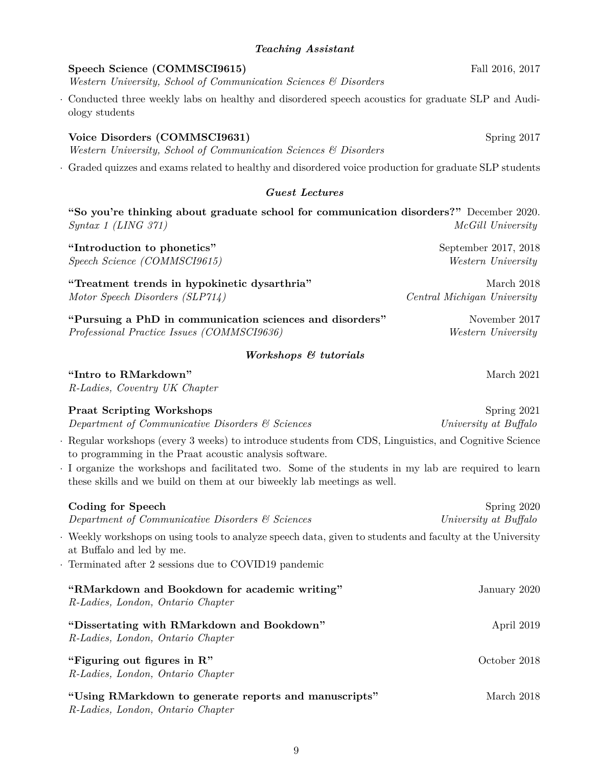### *Teaching Assistant*

**Speech Science (COMMSCI9615)** Fall 2016, 2017
*Western University, School of Communication Sciences & Disorders*

- Conducted three weekly labs on healthy and disordered speech acoustics for graduate SLP and Audiology students

**Voice Disorders (COMMSCI9631)** Spring 2017
*Western University, School of Communication Sciences & Disorders*

- Graded quizzes and exams related to healthy and disordered voice production for graduate SLP students

### *Guest Lectures*

**"So you're thinking about graduate school for communication disorders?"** December 2020.
*Syntax 1 (LING 371)* *McGill University*

**"Introduction to phonetics"** September 2017, 2018
*Speech Science (COMMSCI9615)* *Western University*

**"Treatment trends in hypokinetic dysarthria"** March 2018
*Motor Speech Disorders (SLP714)* *Central Michigan University*

**"Pursuing a PhD in communication sciences and disorders"** November 2017
*Professional Practice Issues (COMMSCI9636)* *Western University*

### *Workshops & tutorials*

**"Intro to RMarkdown"** March 2021
*R-Ladies, Coventry UK Chapter*

**Praat Scripting Workshops** Spring 2021
*Department of Communicative Disorders & Sciences* *University at Buffalo*

- Regular workshops (every 3 weeks) to introduce students from CDS, Linguistics, and Cognitive Science to programming in the Praat acoustic analysis software.
- I organize the workshops and facilitated two. Some of the students in my lab are required to learn these skills and we build on them at our biweekly lab meetings as well.

**Coding for Speech** Spring 2020
*Department of Communicative Disorders & Sciences* *University at Buffalo*

- Weekly workshops on using tools to analyze speech data, given to students and faculty at the University at Buffalo and led by me.
- Terminated after 2 sessions due to COVID19 pandemic

**"RMarkdown and Bookdown for academic writing"** January 2020
*R-Ladies, London, Ontario Chapter*

**"Dissertating with RMarkdown and Bookdown"** April 2019
*R-Ladies, London, Ontario Chapter*

**"Figuring out figures in R"** October 2018
*R-Ladies, London, Ontario Chapter*

**"Using RMarkdown to generate reports and manuscripts"** March 2018
*R-Ladies, London, Ontario Chapter*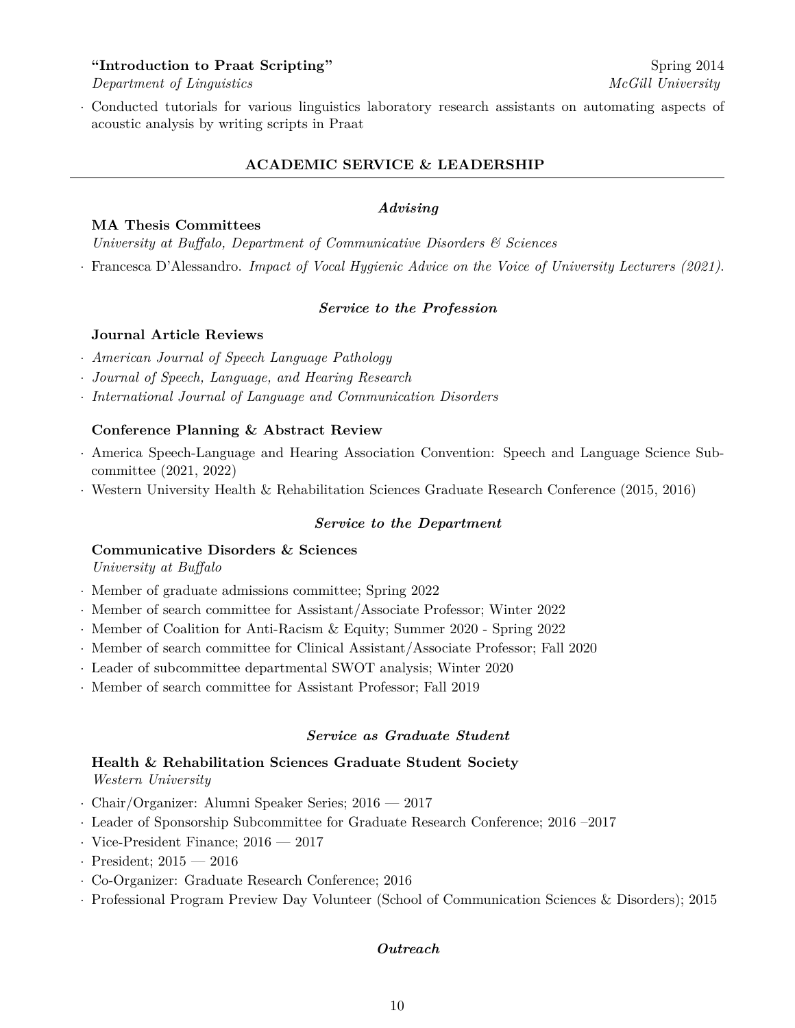**"Introduction to Praat Scripting"** Spring 2014
*Department of Linguistics* *McGill University*

- Conducted tutorials for various linguistics laboratory research assistants on automating aspects of acoustic analysis by writing scripts in Praat

## ACADEMIC SERVICE & LEADERSHIP

### *Advising*

**MA Thesis Committees**
*University at Buffalo, Department of Communicative Disorders & Sciences*

- Francesca D'Alessandro. *Impact of Vocal Hygienic Advice on the Voice of University Lecturers (2021).*

### *Service to the Profession*

**Journal Article Reviews**

- *American Journal of Speech Language Pathology*
- *Journal of Speech, Language, and Hearing Research*
- *International Journal of Language and Communication Disorders*

**Conference Planning & Abstract Review**

- America Speech-Language and Hearing Association Convention: Speech and Language Science Subcommittee (2021, 2022)
- Western University Health & Rehabilitation Sciences Graduate Research Conference (2015, 2016)

### *Service to the Department*

**Communicative Disorders & Sciences**
*University at Buffalo*

- Member of graduate admissions committee; Spring 2022
- Member of search committee for Assistant/Associate Professor; Winter 2022
- Member of Coalition for Anti-Racism & Equity; Summer 2020 - Spring 2022
- Member of search committee for Clinical Assistant/Associate Professor; Fall 2020
- Leader of subcommittee departmental SWOT analysis; Winter 2020
- Member of search committee for Assistant Professor; Fall 2019

### *Service as Graduate Student*

**Health & Rehabilitation Sciences Graduate Student Society**
*Western University*

- Chair/Organizer: Alumni Speaker Series; 2016 — 2017
- Leader of Sponsorship Subcommittee for Graduate Research Conference; 2016 –2017
- Vice-President Finance; 2016 — 2017
- President; 2015 — 2016
- Co-Organizer: Graduate Research Conference; 2016
- Professional Program Preview Day Volunteer (School of Communication Sciences & Disorders); 2015

### *Outreach*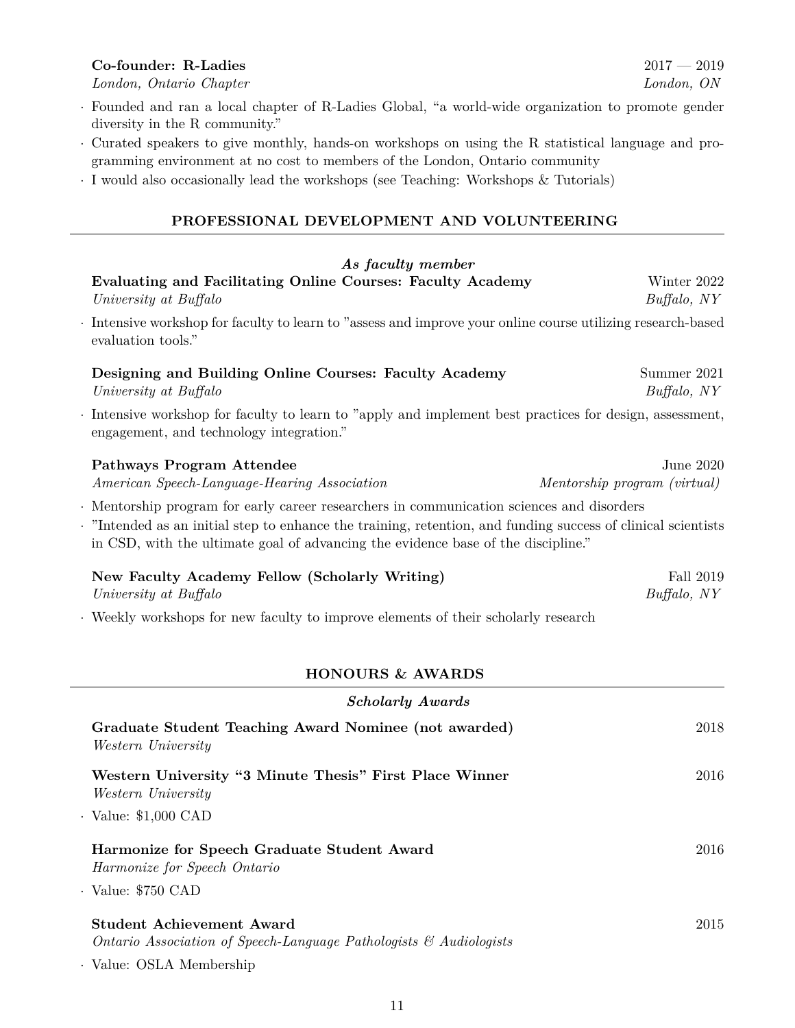**Co-founder: R-Ladies** 2017 — 2019
*London, Ontario Chapter* *London, ON*

- Founded and ran a local chapter of R-Ladies Global, "a world-wide organization to promote gender diversity in the R community."
- Curated speakers to give monthly, hands-on workshops on using the R statistical language and programming environment at no cost to members of the London, Ontario community
- I would also occasionally lead the workshops (see Teaching: Workshops & Tutorials)

## PROFESSIONAL DEVELOPMENT AND VOLUNTEERING

### *As faculty member*

**Evaluating and Facilitating Online Courses: Faculty Academy** Winter 2022
*University at Buffalo* *Buffalo, NY*

- Intensive workshop for faculty to learn to "assess and improve your online course utilizing research-based evaluation tools."

**Designing and Building Online Courses: Faculty Academy** Summer 2021
*University at Buffalo* *Buffalo, NY*

- Intensive workshop for faculty to learn to "apply and implement best practices for design, assessment, engagement, and technology integration."

**Pathways Program Attendee** June 2020
*American Speech-Language-Hearing Association* *Mentorship program (virtual)*

- Mentorship program for early career researchers in communication sciences and disorders
- "Intended as an initial step to enhance the training, retention, and funding success of clinical scientists in CSD, with the ultimate goal of advancing the evidence base of the discipline."

**New Faculty Academy Fellow (Scholarly Writing)** Fall 2019
*University at Buffalo* *Buffalo, NY*

- Weekly workshops for new faculty to improve elements of their scholarly research

## HONOURS & AWARDS

### *Scholarly Awards*

**Graduate Student Teaching Award Nominee (not awarded)** 2018
*Western University*

**Western University "3 Minute Thesis" First Place Winner** 2016
*Western University*

- Value: $1,000 CAD

**Harmonize for Speech Graduate Student Award** 2016
*Harmonize for Speech Ontario*

- Value: $750 CAD

**Student Achievement Award** 2015
*Ontario Association of Speech-Language Pathologists & Audiologists*

- Value: OSLA Membership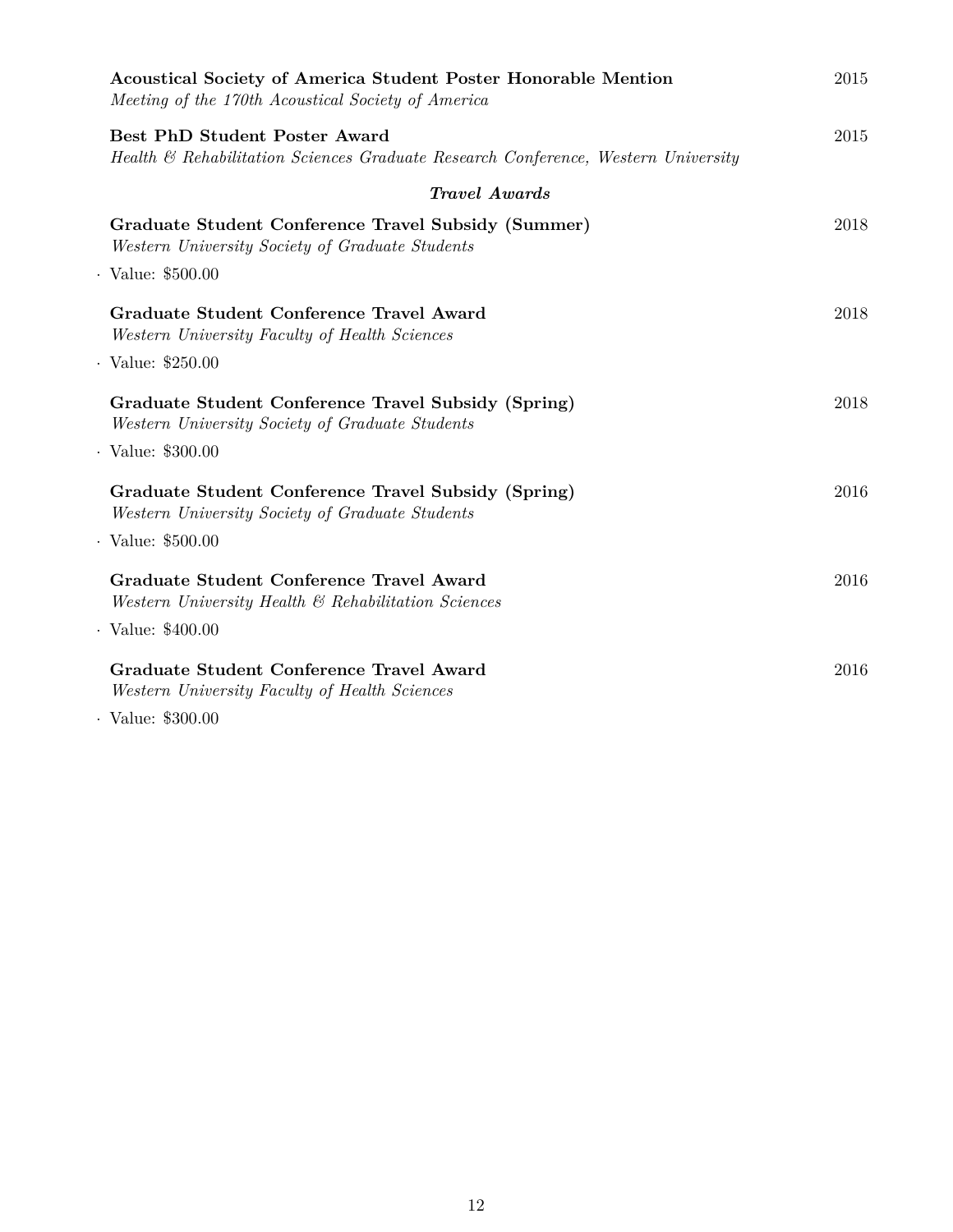**Acoustical Society of America Student Poster Honorable Mention** 2015
*Meeting of the 170th Acoustical Society of America*

**Best PhD Student Poster Award** 2015
*Health & Rehabilitation Sciences Graduate Research Conference, Western University*

### *Travel Awards*

**Graduate Student Conference Travel Subsidy (Summer)** 2018
*Western University Society of Graduate Students*

- Value: $500.00

**Graduate Student Conference Travel Award** 2018
*Western University Faculty of Health Sciences*

- Value: $250.00

**Graduate Student Conference Travel Subsidy (Spring)** 2018
*Western University Society of Graduate Students*

- Value: $300.00

**Graduate Student Conference Travel Subsidy (Spring)** 2016
*Western University Society of Graduate Students*

- Value: $500.00

**Graduate Student Conference Travel Award** 2016
*Western University Health & Rehabilitation Sciences*

- Value: $400.00

**Graduate Student Conference Travel Award** 2016
*Western University Faculty of Health Sciences*

- Value: $300.00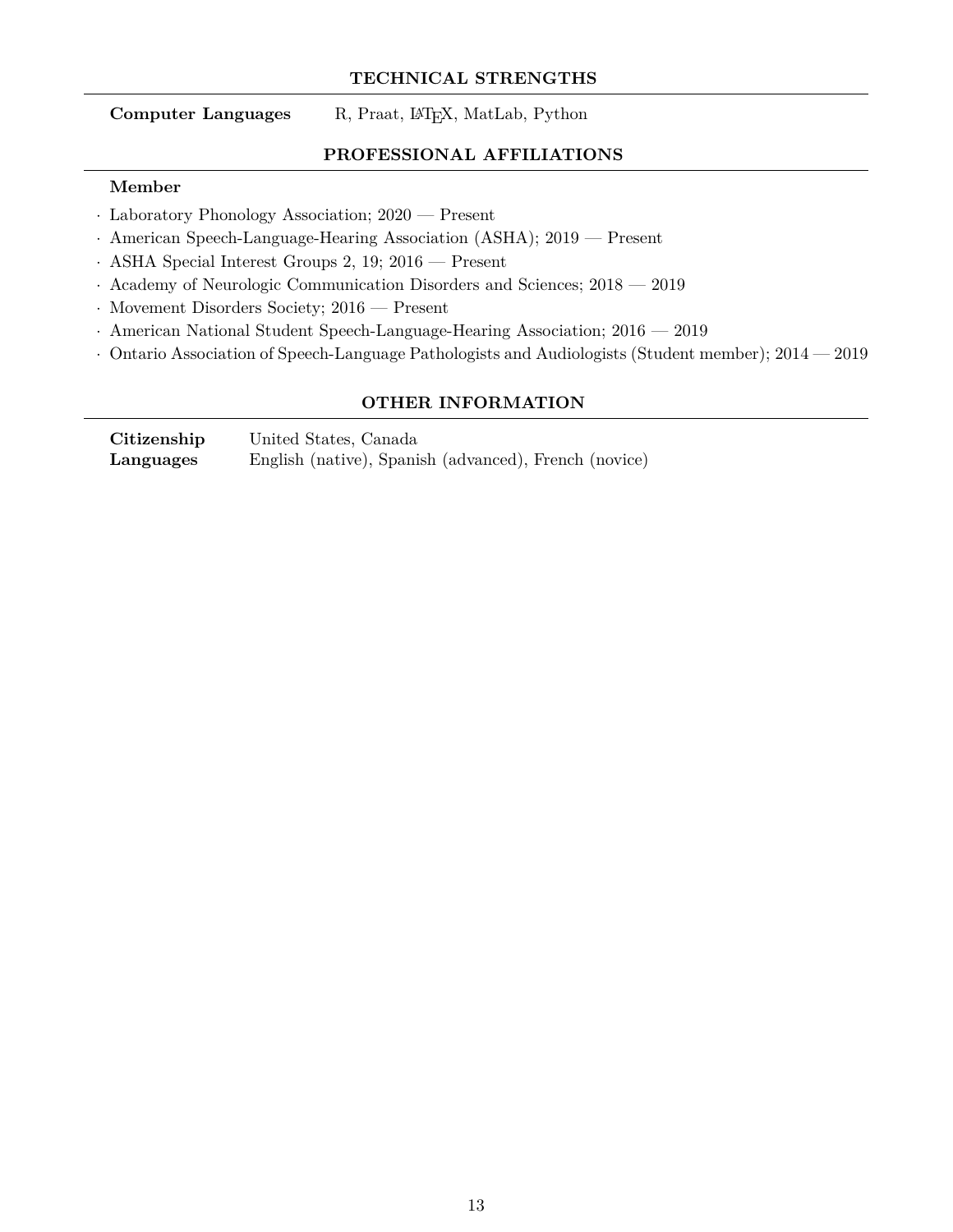## TECHNICAL STRENGTHS

**Computer Languages** R, Praat, LaTeX, MatLab, Python

## PROFESSIONAL AFFILIATIONS

**Member**

- Laboratory Phonology Association; 2020 — Present
- American Speech-Language-Hearing Association (ASHA); 2019 — Present
- ASHA Special Interest Groups 2, 19; 2016 — Present
- Academy of Neurologic Communication Disorders and Sciences; 2018 — 2019
- Movement Disorders Society; 2016 — Present
- American National Student Speech-Language-Hearing Association; 2016 — 2019
- Ontario Association of Speech-Language Pathologists and Audiologists (Student member); 2014 — 2019

## OTHER INFORMATION

| | |
|---|---|
| **Citizenship** | United States, Canada |
| **Languages** | English (native), Spanish (advanced), French (novice) |